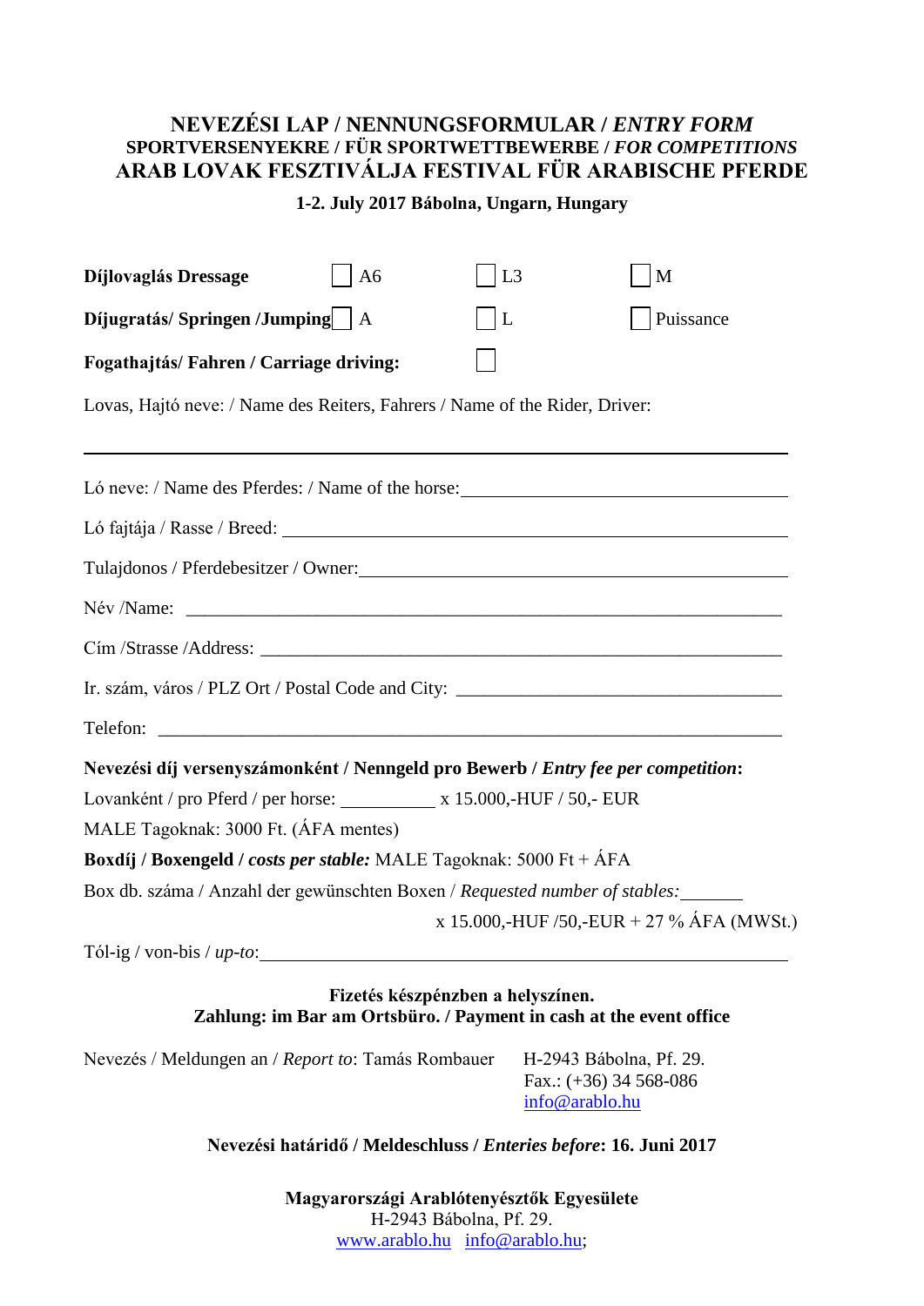# NEVEZÉSI LAP / NENNUNGSFORMULAR / *ENTRY FORM*

## SPORTVERSENYEKRE / FÜR SPORTWETTBEWERBE / *FOR COMPETITIONS*

## ARAB LOVAK FESZTIVÁLJA FESTIVAL FÜR ARABISCHE PFERDE

**1-2. July 2017 Bábolna, Ungarn, Hungary**

**Díjlovaglás Dressage** ☐ A6 ☐ L3 ☐ M

**Díjugratás/ Springen /Jumping** ☐ A ☐ L ☐ Puissance

**Fogathajtás/ Fahren / Carriage driving:** ☐

Lovas, Hajtó neve: / Name des Reiters, Fahrers / Name of the Rider, Driver:

______________________________________________________________________

Ló neve: / Name des Pferdes: / Name of the horse: ______________________________

Ló fajtája / Rasse / Breed: ______________________________________________

Tulajdonos / Pferdebesitzer / Owner: ______________________________________

Név /Name: ______________________________________________________________

Cím /Strasse /Address: ____________________________________________________

Ir. szám, város / PLZ Ort / Postal Code and City: ______________________________

Telefon: ________________________________________________________________

**Nevezési díj versenyszámonként / Nenngeld pro Bewerb / *Entry fee per competition*:**

Lovanként / pro Pferd / per horse: __________ x 15.000,-HUF / 50,- EUR

MALE Tagoknak: 3000 Ft. (ÁFA mentes)

**Boxdíj / Boxengeld / *costs per stable:*** MALE Tagoknak: 5000 Ft + ÁFA

Box db. száma / Anzahl der gewünschten Boxen / *Requested number of stables:* _______

x 15.000,-HUF /50,-EUR + 27 % ÁFA (MWSt.)

Tól-ig / von-bis / *up-to*: ______________________________________________________

**Fizetés készpénzben a helyszínen.**
**Zahlung: im Bar am Ortsbüro. / Payment in cash at the event office**

Nevezés / Meldungen an / *Report to*: Tamás Rombauer

H-2943 Bábolna, Pf. 29.
Fax.: (+36) 34 568-086
info@arablo.hu

**Nevezési határidő / Meldeschluss / *Enteries before*: 16. Juni 2017**

**Magyarországi Arablótenyésztők Egyesülete**
H-2943 Bábolna, Pf. 29.
www.arablo.hu info@arablo.hu;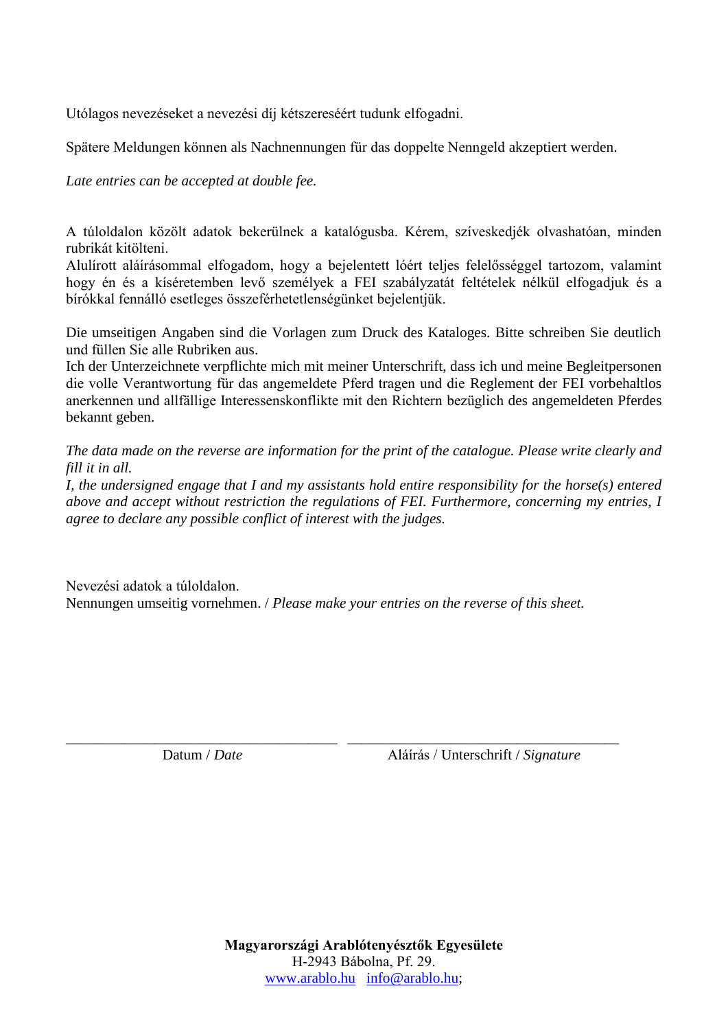Utólagos nevezéseket a nevezési díj kétszereséért tudunk elfogadni.

Spätere Meldungen können als Nachnennungen für das doppelte Nenngeld akzeptiert werden.

*Late entries can be accepted at double fee.*

A túloldalon közölt adatok bekerülnek a katalógusba. Kérem, szíveskedjék olvashatóan, minden rubrikát kitölteni.
Alulírott aláírásommal elfogadom, hogy a bejelentett lóért teljes felelősséggel tartozom, valamint hogy én és a kíséretemben levő személyek a FEI szabályzatát feltételek nélkül elfogadjuk és a bírókkal fennálló esetleges összeférhetetlenségünket bejelentjük.

Die umseitigen Angaben sind die Vorlagen zum Druck des Kataloges. Bitte schreiben Sie deutlich und füllen Sie alle Rubriken aus.
Ich der Unterzeichnete verpflichte mich mit meiner Unterschrift, dass ich und meine Begleitpersonen die volle Verantwortung für das angemeldete Pferd tragen und die Reglement der FEI vorbehaltlos anerkennen und allfällige Interessenskonflikte mit den Richtern bezüglich des angemeldeten Pferdes bekannt geben.

*The data made on the reverse are information for the print of the catalogue. Please write clearly and fill it in all.*
*I, the undersigned engage that I and my assistants hold entire responsibility for the horse(s) entered above and accept without restriction the regulations of FEI. Furthermore, concerning my entries, I agree to declare any possible conflict of interest with the judges.*

Nevezési adatok a túloldalon.
Nennungen umseitig vornehmen. / *Please make your entries on the reverse of this sheet.*

\_\_\_\_\_\_\_\_\_\_\_\_\_\_\_\_\_\_\_\_\_\_\_\_\_\_\_\_\_\_\_\_\_\_\_\_ \_\_\_\_\_\_\_\_\_\_\_\_\_\_\_\_\_\_\_\_\_\_\_\_\_\_\_\_\_\_\_\_\_\_\_\_

Datum / *Date* Aláírás / Unterschrift / *Signature*

**Magyarországi Arablótenyésztők Egyesülete**
H-2943 Bábolna, Pf. 29.
www.arablo.hu info@arablo.hu;